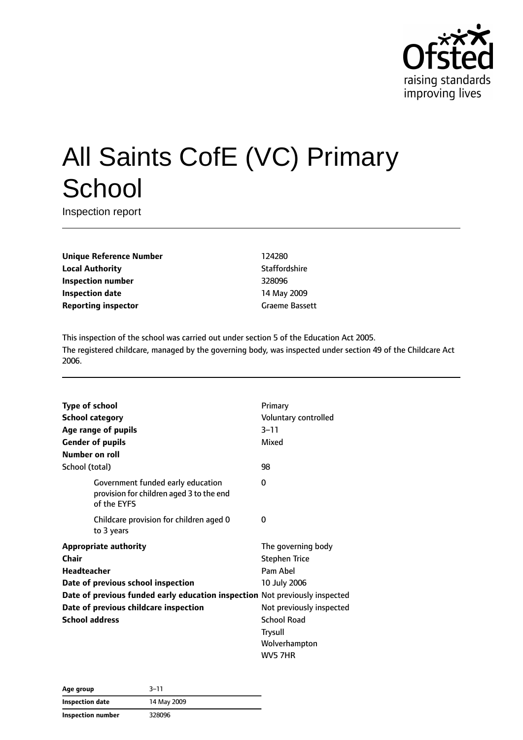Ofsted
raising standards
improving lives

# All Saints CofE (VC) Primary School

Inspection report

| | |
|---|---|
| **Unique Reference Number** | 124280 |
| **Local Authority** | Staffordshire |
| **Inspection number** | 328096 |
| **Inspection date** | 14 May 2009 |
| **Reporting inspector** | Graeme Bassett |

This inspection of the school was carried out under section 5 of the Education Act 2005.
The registered childcare, managed by the governing body, was inspected under section 49 of the Childcare Act 2006.

| | |
|---|---|
| **Type of school** | Primary |
| **School category** | Voluntary controlled |
| **Age range of pupils** | 3–11 |
| **Gender of pupils** | Mixed |
| **Number on roll** | |
| School (total) | 98 |
| Government funded early education provision for children aged 3 to the end of the EYFS | 0 |
| Childcare provision for children aged 0 to 3 years | 0 |
| **Appropriate authority** | The governing body |
| **Chair** | Stephen Trice |
| **Headteacher** | Pam Abel |
| **Date of previous school inspection** | 10 July 2006 |
| **Date of previous funded early education inspection** | Not previously inspected |
| **Date of previous childcare inspection** | Not previously inspected |
| **School address** | School Road<br>Trysull<br>Wolverhampton<br>WV5 7HR |

| | |
|---|---|
| **Age group** | 3–11 |
| **Inspection date** | 14 May 2009 |
| **Inspection number** | 328096 |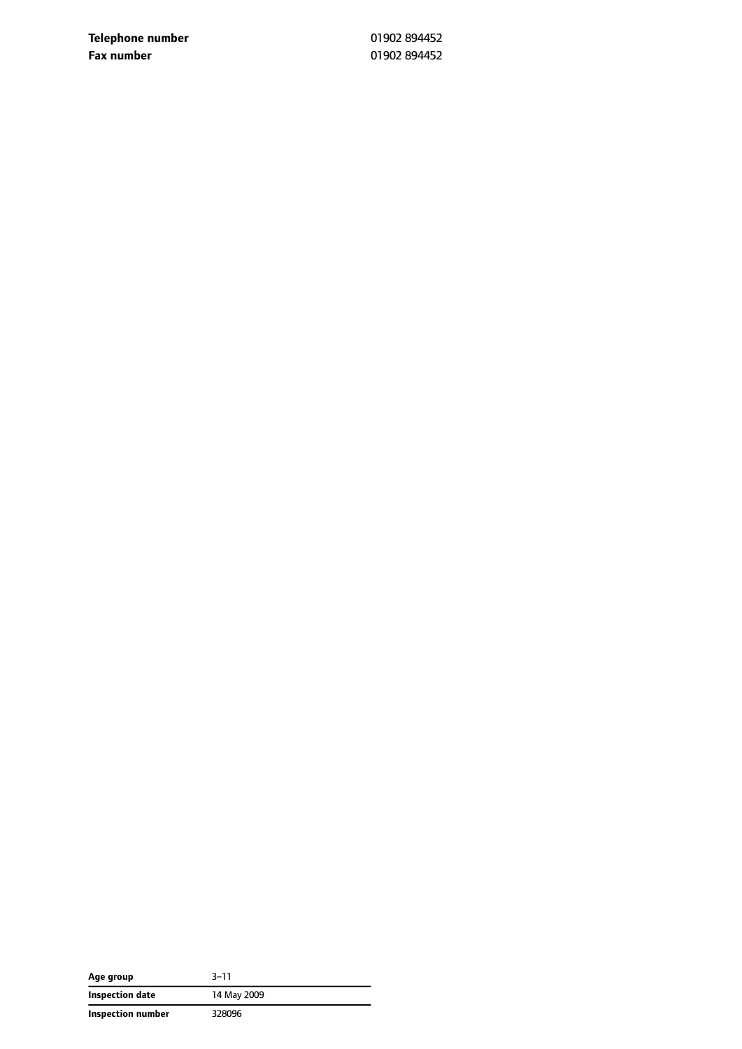| | |
|---|---|
| **Telephone number** | 01902 894452 |
| **Fax number** | 01902 894452 |

| | |
|---|---|
| **Age group** | 3–11 |
| **Inspection date** | 14 May 2009 |
| **Inspection number** | 328096 |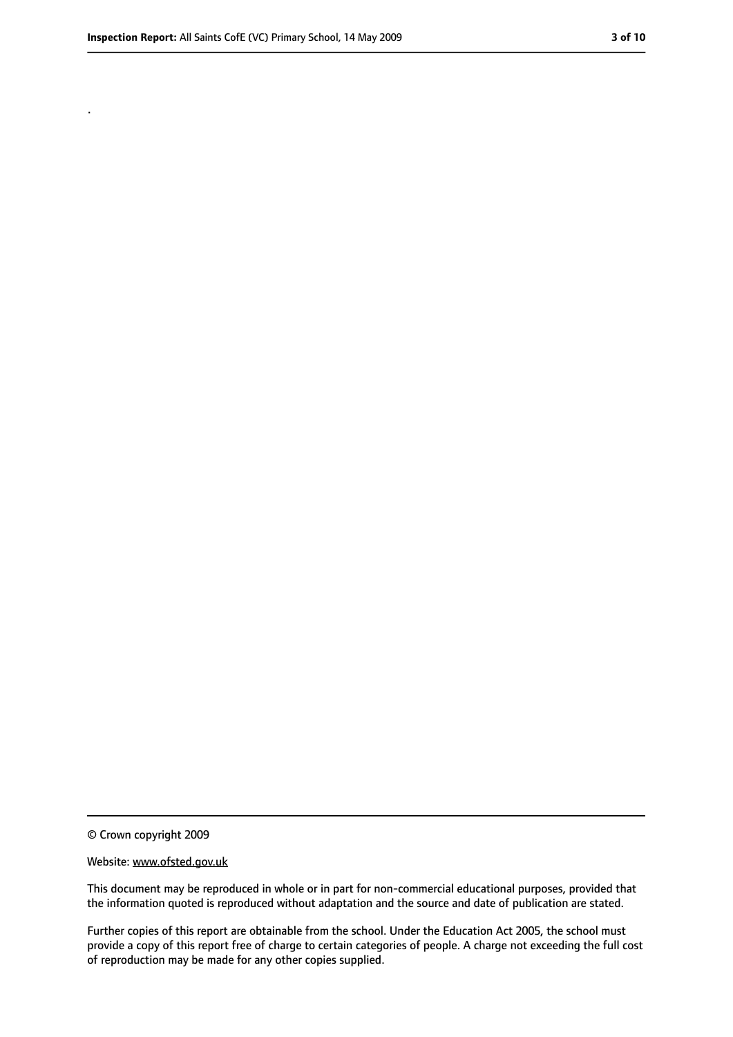.

© Crown copyright 2009

Website: www.ofsted.gov.uk

This document may be reproduced in whole or in part for non-commercial educational purposes, provided that the information quoted is reproduced without adaptation and the source and date of publication are stated.

Further copies of this report are obtainable from the school. Under the Education Act 2005, the school must provide a copy of this report free of charge to certain categories of people. A charge not exceeding the full cost of reproduction may be made for any other copies supplied.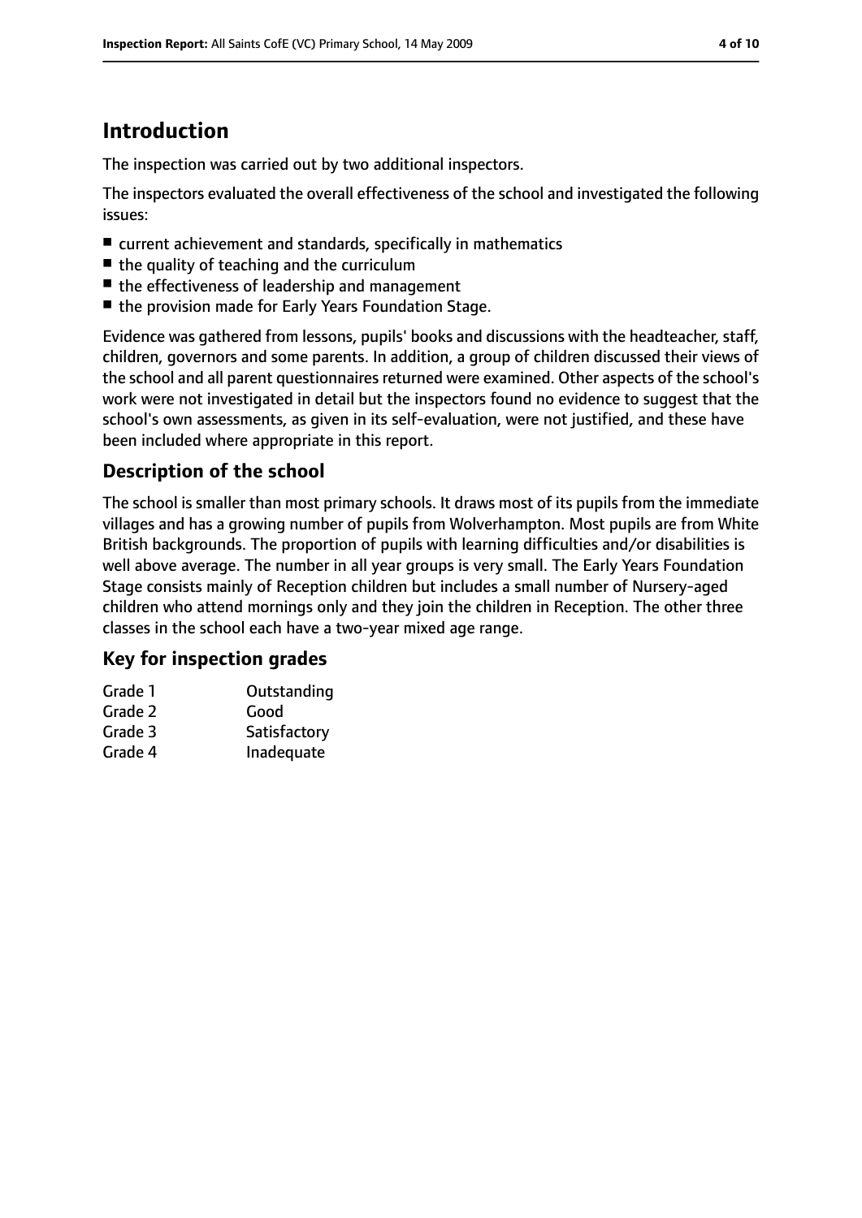# Introduction

The inspection was carried out by two additional inspectors.

The inspectors evaluated the overall effectiveness of the school and investigated the following issues:

- current achievement and standards, specifically in mathematics
- the quality of teaching and the curriculum
- the effectiveness of leadership and management
- the provision made for Early Years Foundation Stage.

Evidence was gathered from lessons, pupils' books and discussions with the headteacher, staff, children, governors and some parents. In addition, a group of children discussed their views of the school and all parent questionnaires returned were examined. Other aspects of the school's work were not investigated in detail but the inspectors found no evidence to suggest that the school's own assessments, as given in its self-evaluation, were not justified, and these have been included where appropriate in this report.

## Description of the school

The school is smaller than most primary schools. It draws most of its pupils from the immediate villages and has a growing number of pupils from Wolverhampton. Most pupils are from White British backgrounds. The proportion of pupils with learning difficulties and/or disabilities is well above average. The number in all year groups is very small. The Early Years Foundation Stage consists mainly of Reception children but includes a small number of Nursery-aged children who attend mornings only and they join the children in Reception. The other three classes in the school each have a two-year mixed age range.

## Key for inspection grades

| | |
|---|---|
| Grade 1 | Outstanding |
| Grade 2 | Good |
| Grade 3 | Satisfactory |
| Grade 4 | Inadequate |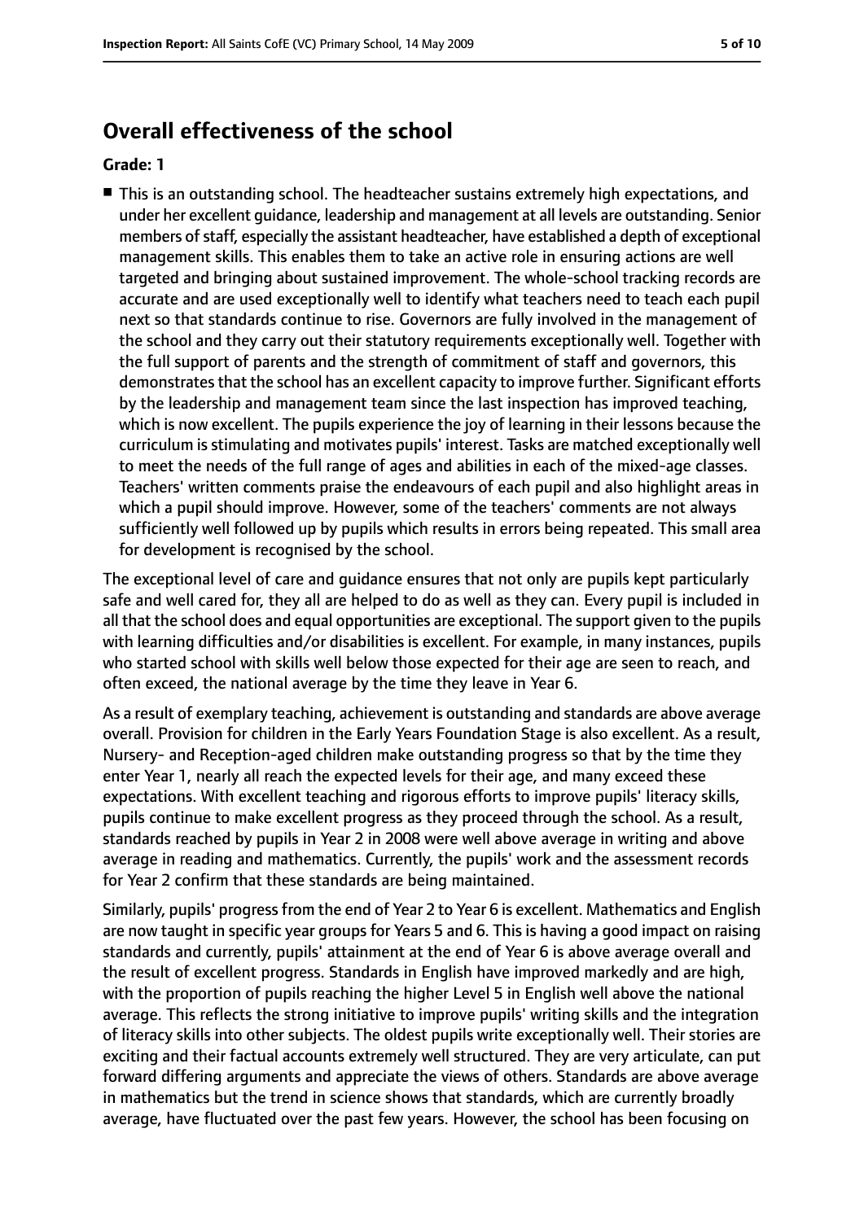## Overall effectiveness of the school

**Grade: 1**

- This is an outstanding school. The headteacher sustains extremely high expectations, and under her excellent guidance, leadership and management at all levels are outstanding. Senior members of staff, especially the assistant headteacher, have established a depth of exceptional management skills. This enables them to take an active role in ensuring actions are well targeted and bringing about sustained improvement. The whole-school tracking records are accurate and are used exceptionally well to identify what teachers need to teach each pupil next so that standards continue to rise. Governors are fully involved in the management of the school and they carry out their statutory requirements exceptionally well. Together with the full support of parents and the strength of commitment of staff and governors, this demonstrates that the school has an excellent capacity to improve further. Significant efforts by the leadership and management team since the last inspection has improved teaching, which is now excellent. The pupils experience the joy of learning in their lessons because the curriculum is stimulating and motivates pupils' interest. Tasks are matched exceptionally well to meet the needs of the full range of ages and abilities in each of the mixed-age classes. Teachers' written comments praise the endeavours of each pupil and also highlight areas in which a pupil should improve. However, some of the teachers' comments are not always sufficiently well followed up by pupils which results in errors being repeated. This small area for development is recognised by the school.

The exceptional level of care and guidance ensures that not only are pupils kept particularly safe and well cared for, they all are helped to do as well as they can. Every pupil is included in all that the school does and equal opportunities are exceptional. The support given to the pupils with learning difficulties and/or disabilities is excellent. For example, in many instances, pupils who started school with skills well below those expected for their age are seen to reach, and often exceed, the national average by the time they leave in Year 6.

As a result of exemplary teaching, achievement is outstanding and standards are above average overall. Provision for children in the Early Years Foundation Stage is also excellent. As a result, Nursery- and Reception-aged children make outstanding progress so that by the time they enter Year 1, nearly all reach the expected levels for their age, and many exceed these expectations. With excellent teaching and rigorous efforts to improve pupils' literacy skills, pupils continue to make excellent progress as they proceed through the school. As a result, standards reached by pupils in Year 2 in 2008 were well above average in writing and above average in reading and mathematics. Currently, the pupils' work and the assessment records for Year 2 confirm that these standards are being maintained.

Similarly, pupils' progress from the end of Year 2 to Year 6 is excellent. Mathematics and English are now taught in specific year groups for Years 5 and 6. This is having a good impact on raising standards and currently, pupils' attainment at the end of Year 6 is above average overall and the result of excellent progress. Standards in English have improved markedly and are high, with the proportion of pupils reaching the higher Level 5 in English well above the national average. This reflects the strong initiative to improve pupils' writing skills and the integration of literacy skills into other subjects. The oldest pupils write exceptionally well. Their stories are exciting and their factual accounts extremely well structured. They are very articulate, can put forward differing arguments and appreciate the views of others. Standards are above average in mathematics but the trend in science shows that standards, which are currently broadly average, have fluctuated over the past few years. However, the school has been focusing on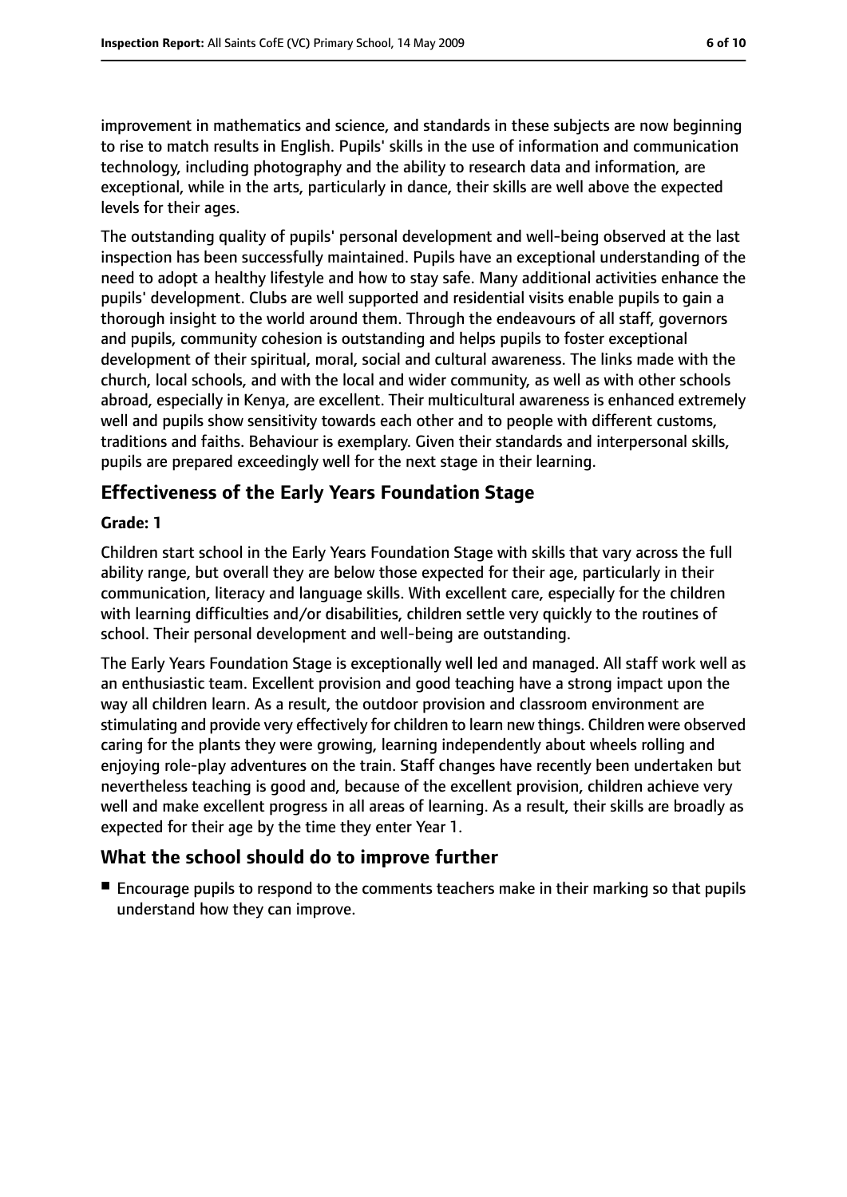improvement in mathematics and science, and standards in these subjects are now beginning to rise to match results in English. Pupils' skills in the use of information and communication technology, including photography and the ability to research data and information, are exceptional, while in the arts, particularly in dance, their skills are well above the expected levels for their ages.

The outstanding quality of pupils' personal development and well-being observed at the last inspection has been successfully maintained. Pupils have an exceptional understanding of the need to adopt a healthy lifestyle and how to stay safe. Many additional activities enhance the pupils' development. Clubs are well supported and residential visits enable pupils to gain a thorough insight to the world around them. Through the endeavours of all staff, governors and pupils, community cohesion is outstanding and helps pupils to foster exceptional development of their spiritual, moral, social and cultural awareness. The links made with the church, local schools, and with the local and wider community, as well as with other schools abroad, especially in Kenya, are excellent. Their multicultural awareness is enhanced extremely well and pupils show sensitivity towards each other and to people with different customs, traditions and faiths. Behaviour is exemplary. Given their standards and interpersonal skills, pupils are prepared exceedingly well for the next stage in their learning.

## Effectiveness of the Early Years Foundation Stage

**Grade: 1**

Children start school in the Early Years Foundation Stage with skills that vary across the full ability range, but overall they are below those expected for their age, particularly in their communication, literacy and language skills. With excellent care, especially for the children with learning difficulties and/or disabilities, children settle very quickly to the routines of school. Their personal development and well-being are outstanding.

The Early Years Foundation Stage is exceptionally well led and managed. All staff work well as an enthusiastic team. Excellent provision and good teaching have a strong impact upon the way all children learn. As a result, the outdoor provision and classroom environment are stimulating and provide very effectively for children to learn new things. Children were observed caring for the plants they were growing, learning independently about wheels rolling and enjoying role-play adventures on the train. Staff changes have recently been undertaken but nevertheless teaching is good and, because of the excellent provision, children achieve very well and make excellent progress in all areas of learning. As a result, their skills are broadly as expected for their age by the time they enter Year 1.

## What the school should do to improve further

- Encourage pupils to respond to the comments teachers make in their marking so that pupils understand how they can improve.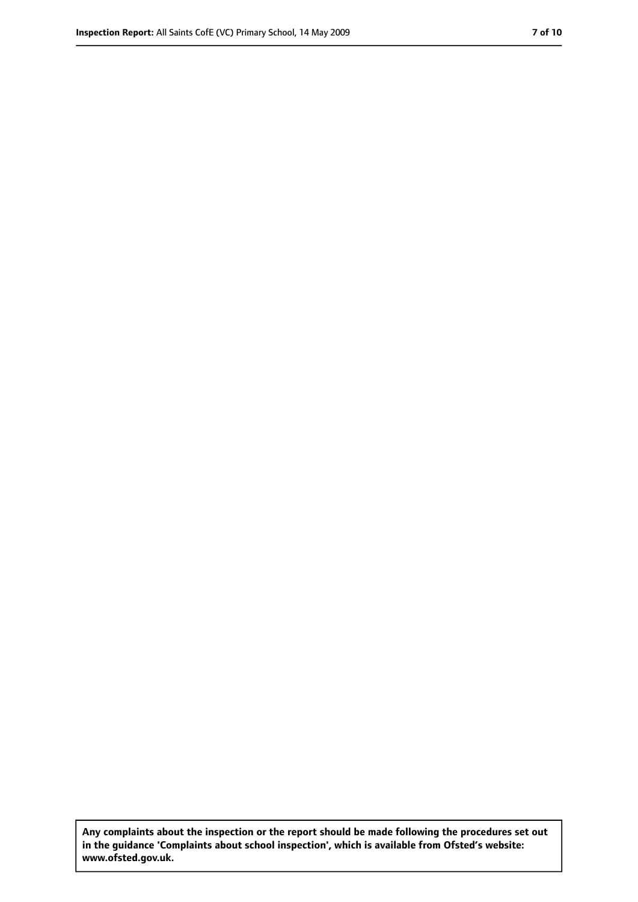**Any complaints about the inspection or the report should be made following the procedures set out in the guidance 'Complaints about school inspection', which is available from Ofsted's website: www.ofsted.gov.uk.**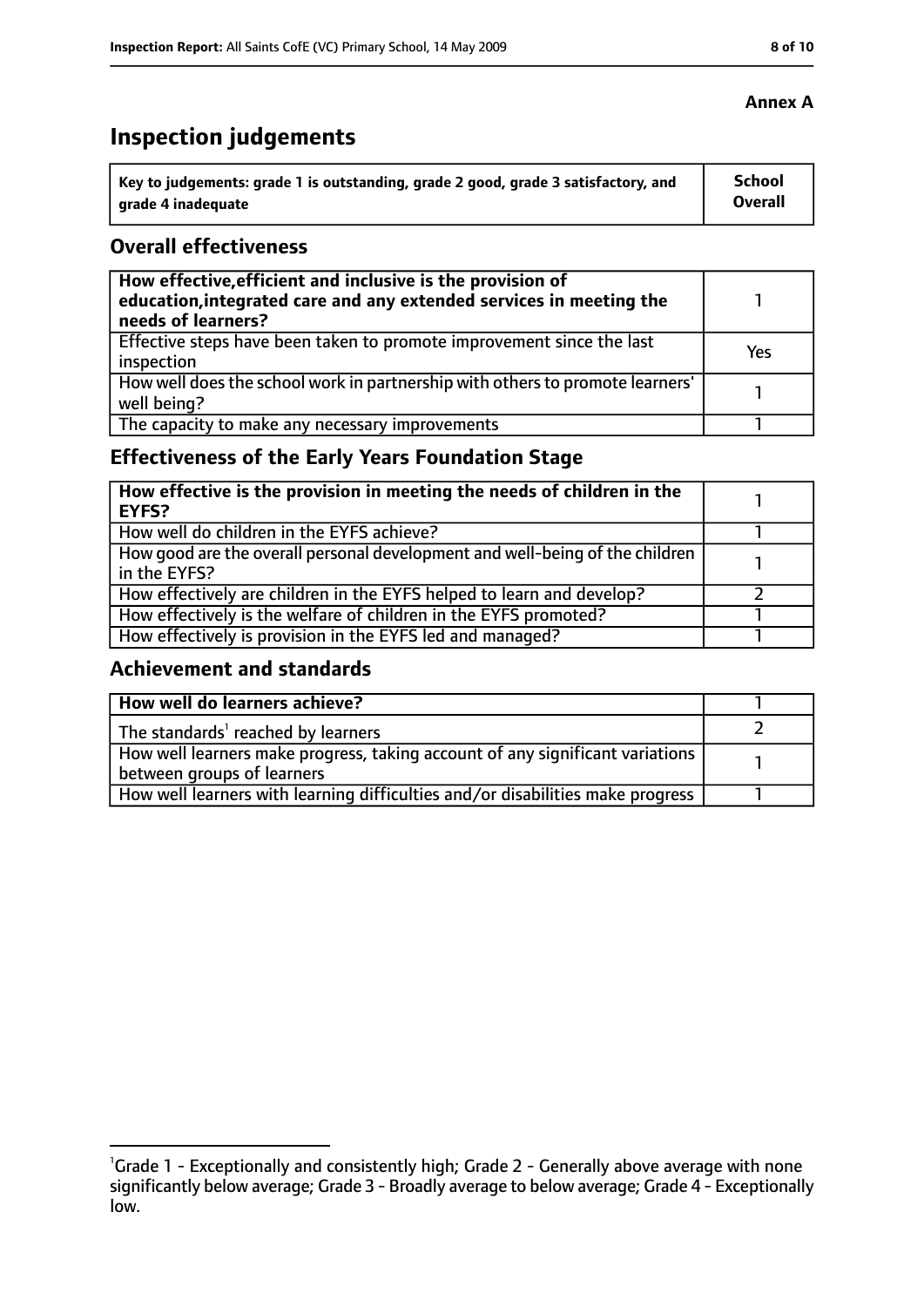**Annex A**

# Inspection judgements

| Key to judgements: grade 1 is outstanding, grade 2 good, grade 3 satisfactory, and grade 4 inadequate | School Overall |
|---|---|

## Overall effectiveness

| | |
|---|---|
| **How effective, efficient and inclusive is the provision of education, integrated care and any extended services in meeting the needs of learners?** | 1 |
| Effective steps have been taken to promote improvement since the last inspection | Yes |
| How well does the school work in partnership with others to promote learners' well being? | 1 |
| The capacity to make any necessary improvements | 1 |

## Effectiveness of the Early Years Foundation Stage

| | |
|---|---|
| **How effective is the provision in meeting the needs of children in the EYFS?** | 1 |
| How well do children in the EYFS achieve? | 1 |
| How good are the overall personal development and well-being of the children in the EYFS? | 1 |
| How effectively are children in the EYFS helped to learn and develop? | 2 |
| How effectively is the welfare of children in the EYFS promoted? | 1 |
| How effectively is provision in the EYFS led and managed? | 1 |

## Achievement and standards

| | |
|---|---|
| **How well do learners achieve?** | 1 |
| The standards[1] reached by learners | 2 |
| How well learners make progress, taking account of any significant variations between groups of learners | 1 |
| How well learners with learning difficulties and/or disabilities make progress | 1 |

[1]Grade 1 - Exceptionally and consistently high; Grade 2 - Generally above average with none significantly below average; Grade 3 - Broadly average to below average; Grade 4 - Exceptionally low.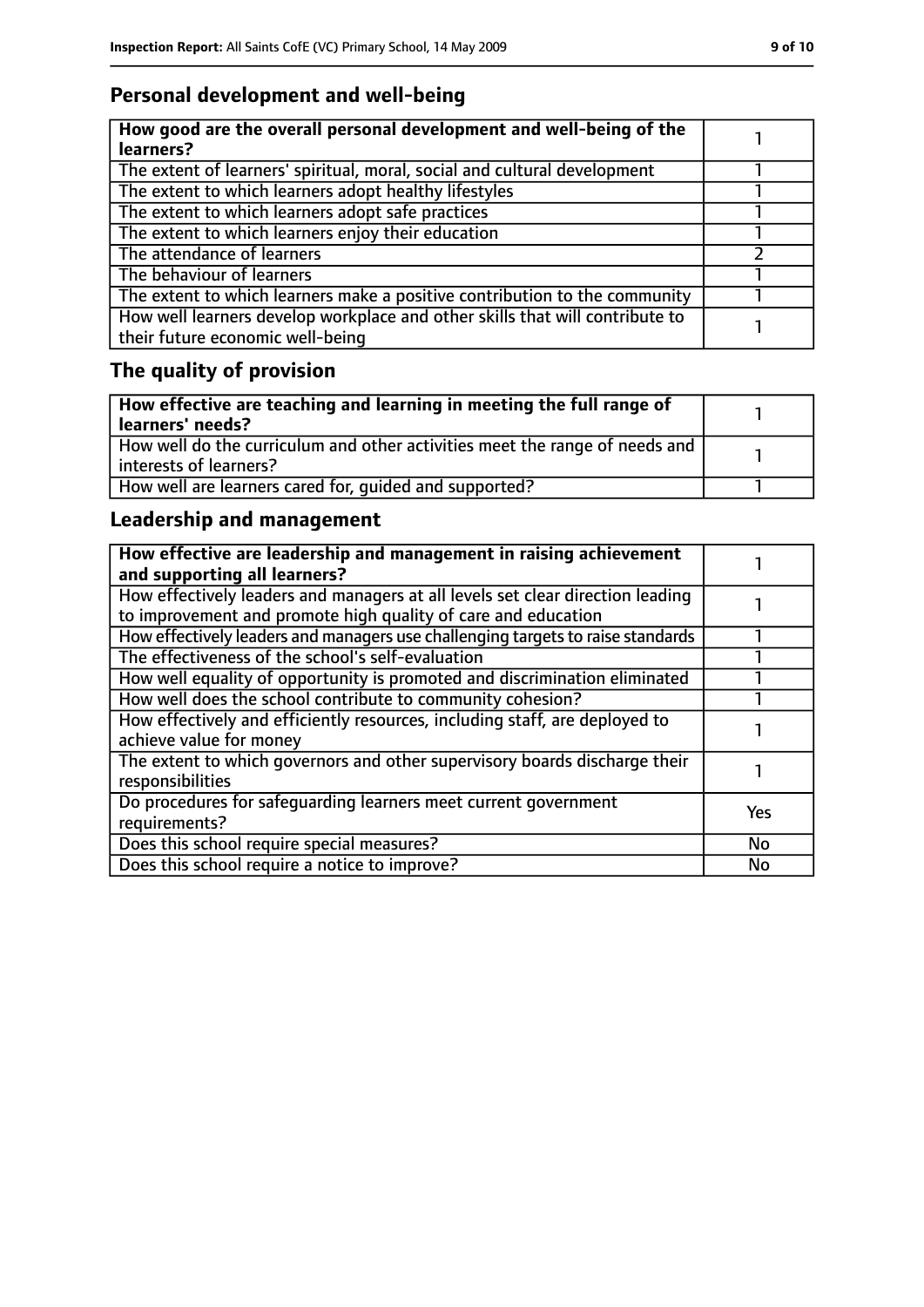## Personal development and well-being

| How good are the overall personal development and well-being of the learners? | 1 |
|---|---|
| The extent of learners' spiritual, moral, social and cultural development | 1 |
| The extent to which learners adopt healthy lifestyles | 1 |
| The extent to which learners adopt safe practices | 1 |
| The extent to which learners enjoy their education | 1 |
| The attendance of learners | 2 |
| The behaviour of learners | 1 |
| The extent to which learners make a positive contribution to the community | 1 |
| How well learners develop workplace and other skills that will contribute to their future economic well-being | 1 |

## The quality of provision

| How effective are teaching and learning in meeting the full range of learners' needs? | 1 |
|---|---|
| How well do the curriculum and other activities meet the range of needs and interests of learners? | 1 |
| How well are learners cared for, guided and supported? | 1 |

## Leadership and management

| How effective are leadership and management in raising achievement and supporting all learners? | 1 |
|---|---|
| How effectively leaders and managers at all levels set clear direction leading to improvement and promote high quality of care and education | 1 |
| How effectively leaders and managers use challenging targets to raise standards | 1 |
| The effectiveness of the school's self-evaluation | 1 |
| How well equality of opportunity is promoted and discrimination eliminated | 1 |
| How well does the school contribute to community cohesion? | 1 |
| How effectively and efficiently resources, including staff, are deployed to achieve value for money | 1 |
| The extent to which governors and other supervisory boards discharge their responsibilities | 1 |
| Do procedures for safeguarding learners meet current government requirements? | Yes |
| Does this school require special measures? | No |
| Does this school require a notice to improve? | No |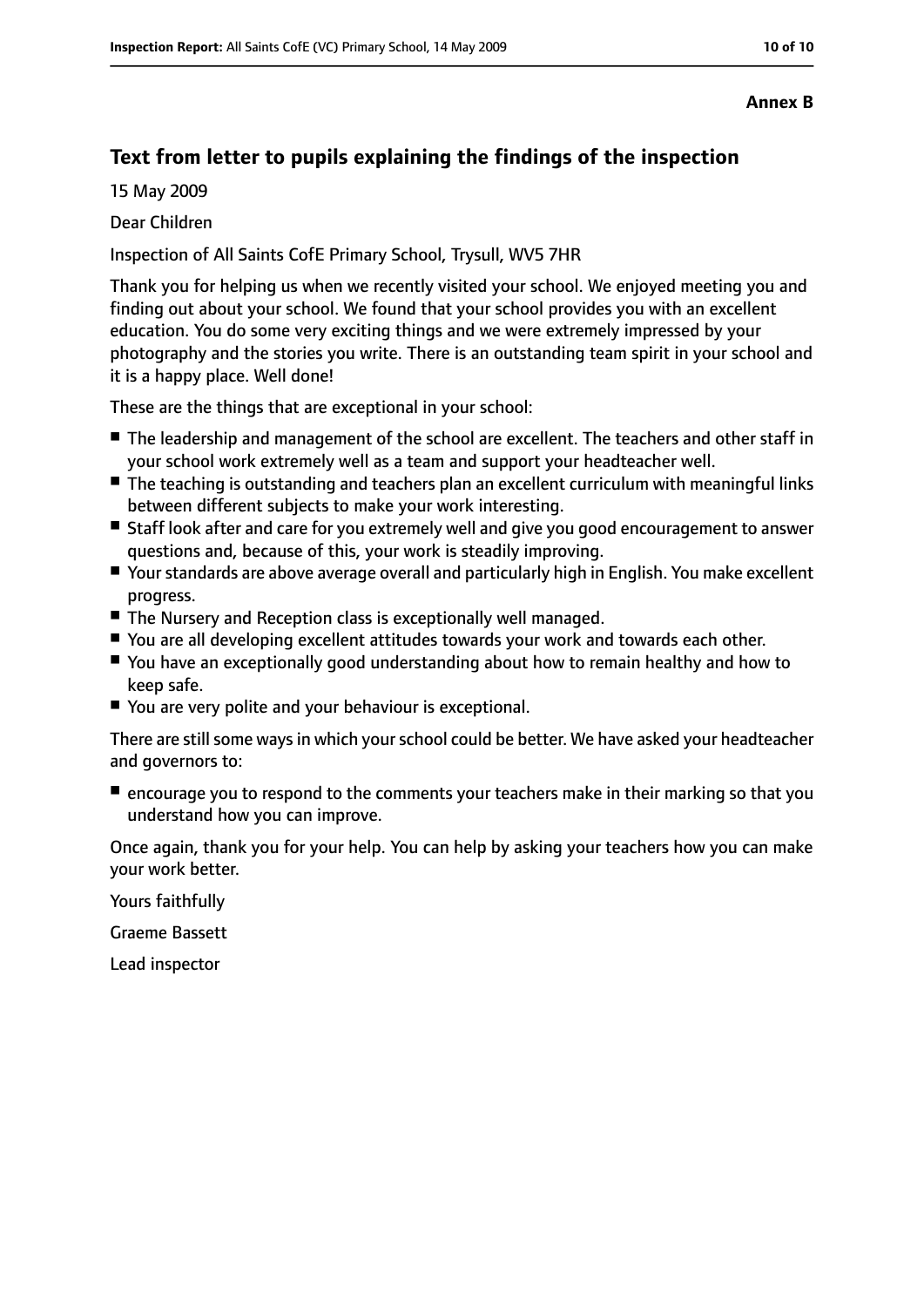**Annex B**

## Text from letter to pupils explaining the findings of the inspection

15 May 2009

Dear Children

Inspection of All Saints CofE Primary School, Trysull, WV5 7HR

Thank you for helping us when we recently visited your school. We enjoyed meeting you and finding out about your school. We found that your school provides you with an excellent education. You do some very exciting things and we were extremely impressed by your photography and the stories you write. There is an outstanding team spirit in your school and it is a happy place. Well done!

These are the things that are exceptional in your school:

- The leadership and management of the school are excellent. The teachers and other staff in your school work extremely well as a team and support your headteacher well.
- The teaching is outstanding and teachers plan an excellent curriculum with meaningful links between different subjects to make your work interesting.
- Staff look after and care for you extremely well and give you good encouragement to answer questions and, because of this, your work is steadily improving.
- Your standards are above average overall and particularly high in English. You make excellent progress.
- The Nursery and Reception class is exceptionally well managed.
- You are all developing excellent attitudes towards your work and towards each other.
- You have an exceptionally good understanding about how to remain healthy and how to keep safe.
- You are very polite and your behaviour is exceptional.

There are still some ways in which your school could be better. We have asked your headteacher and governors to:

- encourage you to respond to the comments your teachers make in their marking so that you understand how you can improve.

Once again, thank you for your help. You can help by asking your teachers how you can make your work better.

Yours faithfully

Graeme Bassett

Lead inspector